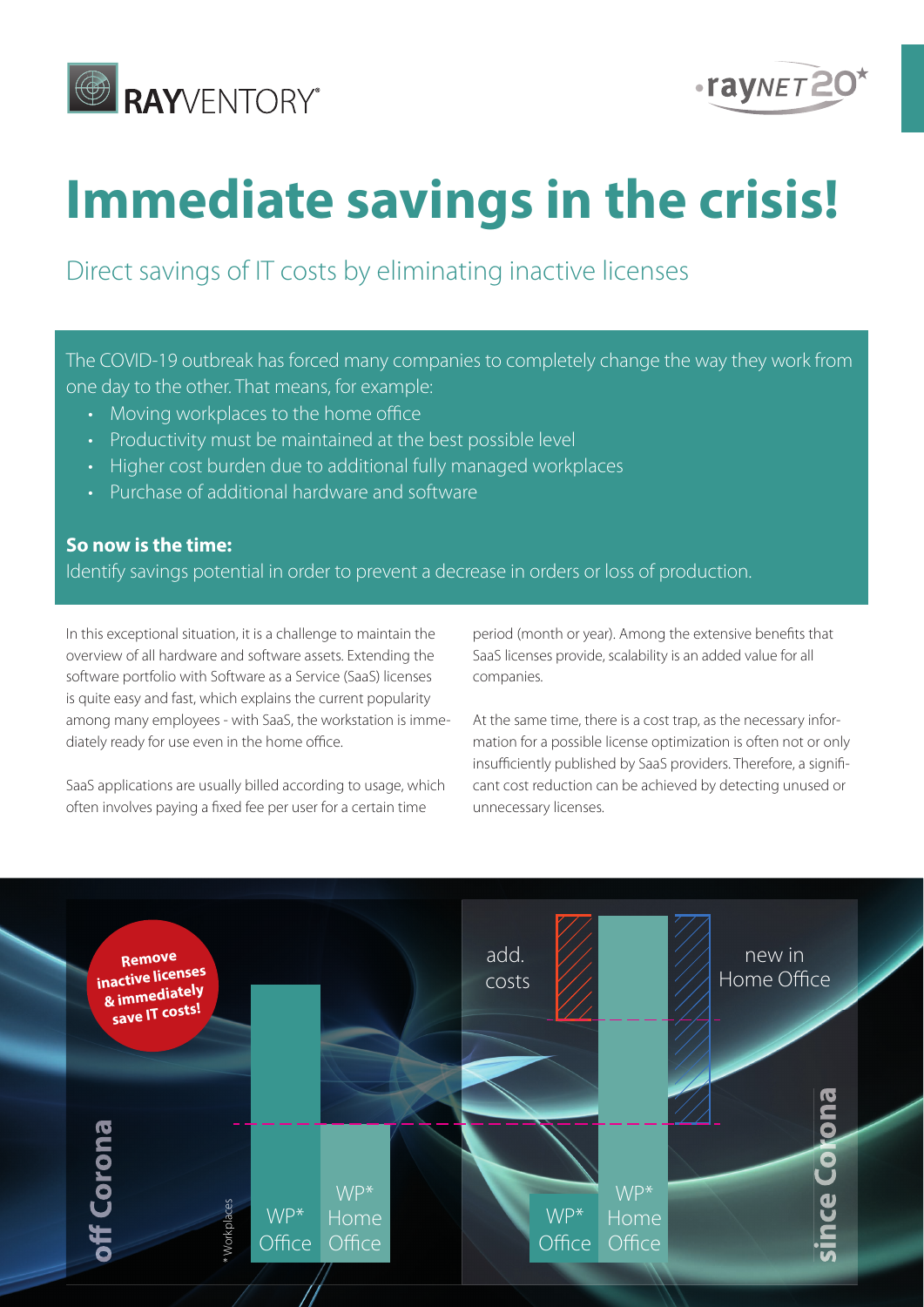RAYVENTORY®

raynet 20

# Immediate savings in the crisis!

## Direct savings of IT costs by eliminating inactive licenses

The COVID-19 outbreak has forced many companies to completely change the way they work from one day to the other. That means, for example:

- Moving workplaces to the home office
- Productivity must be maintained at the best possible level
- Higher cost burden due to additional fully managed workplaces
- Purchase of additional hardware and software

**So now is the time:**
Identify savings potential in order to prevent a decrease in orders or loss of production.

In this exceptional situation, it is a challenge to maintain the overview of all hardware and software assets. Extending the software portfolio with Software as a Service (SaaS) licenses is quite easy and fast, which explains the current popularity among many employees - with SaaS, the workstation is immediately ready for use even in the home office.

SaaS applications are usually billed according to usage, which often involves paying a fixed fee per user for a certain time period (month or year). Among the extensive benefits that SaaS licenses provide, scalability is an added value for all companies.

At the same time, there is a cost trap, as the necessary information for a possible license optimization is often not or only insufficiently published by SaaS providers. Therefore, a significant cost reduction can be achieved by detecting unused or unnecessary licenses.

**Remove inactive licenses & immediately save IT costs!**

off Corona — WP* Office, WP* Home Office

since Corona — WP* Office, WP* Home Office, add. costs, new in Home Office

\* Workplaces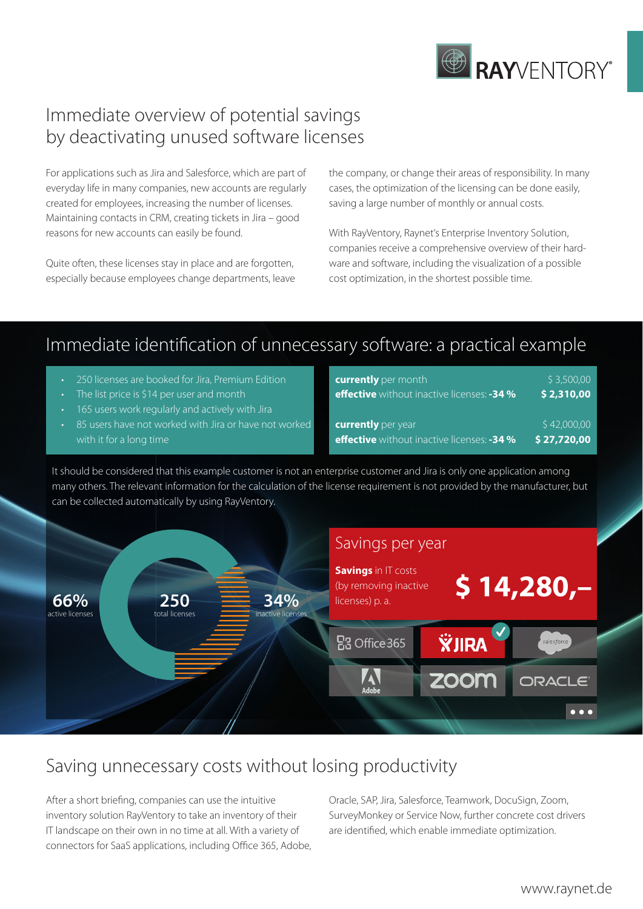# Immediate overview of potential savings by deactivating unused software licenses

For applications such as Jira and Salesforce, which are part of everyday life in many companies, new accounts are regularly created for employees, increasing the number of licenses. Maintaining contacts in CRM, creating tickets in Jira – good reasons for new accounts can easily be found.

Quite often, these licenses stay in place and are forgotten, especially because employees change departments, leave the company, or change their areas of responsibility. In many cases, the optimization of the licensing can be done easily, saving a large number of monthly or annual costs.

With RayVentory, Raynet's Enterprise Inventory Solution, companies receive a comprehensive overview of their hardware and software, including the visualization of a possible cost optimization, in the shortest possible time.

## Immediate identification of unnecessary software: a practical example

- 250 licenses are booked for Jira, Premium Edition
- The list price is $14 per user and month
- 165 users work regularly and actively with Jira
- 85 users have not worked with Jira or have not worked with it for a long time

| | |
|---|---|
| **currently** per month | $ 3,500,00 |
| **effective** without inactive licenses: **-34 %** | **$ 2,310,00** |
| **currently** per year | $ 42,000,00 |
| **effective** without inactive licenses: **-34 %** | **$ 27,720,00** |

It should be considered that this example customer is not an enterprise customer and Jira is only one application among many others. The relevant information for the calculation of the license requirement is not provided by the manufacturer, but can be collected automatically by using RayVentory.

66%
active licenses

250
total licenses

34%
inactive licenses

### Savings per year

**Savings** in IT costs (by removing inactive licenses) p. a.

**$ 14,280,–**

Office 365
JIRA
salesforce
Adobe
zoom
ORACLE

## Saving unnecessary costs without losing productivity

After a short briefing, companies can use the intuitive inventory solution RayVentory to take an inventory of their IT landscape on their own in no time at all. With a variety of connectors for SaaS applications, including Office 365, Adobe, Oracle, SAP, Jira, Salesforce, Teamwork, DocuSign, Zoom, SurveyMonkey or Service Now, further concrete cost drivers are identified, which enable immediate optimization.

www.raynet.de